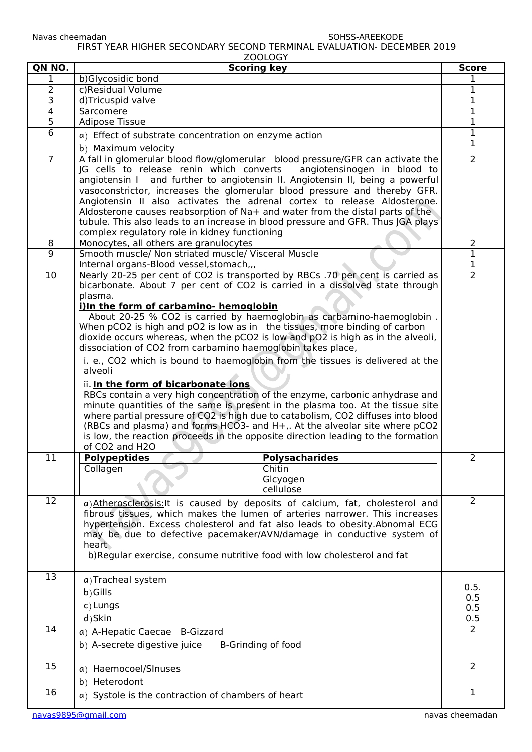Navas cheemadan SOHSS-AREEKODE

FIRST YEAR HIGHER SECONDARY SECOND TERMINAL EVALUATION- DECEMBER 2019

ZOOLOGY

| QN NO. | Scoring key | Score |
|---|---|---|
| 1 | b)Glycosidic bond | 1 |
| 2 | c)Residual Volume | 1 |
| 3 | d)Tricuspid valve | 1 |
| 4 | Sarcomere | 1 |
| 5 | Adipose Tissue | 1 |
| 6 | a) Effect of substrate concentration on enzyme action<br>b) Maximum velocity | 1<br>1 |
| 7 | A fall in glomerular blood flow/glomerular blood pressure/GFR can activate the JG cells to release renin which converts angiotensinogen in blood to angiotensin I and further to angiotensin II. Angiotensin II, being a powerful vasoconstrictor, increases the glomerular blood pressure and thereby GFR. Angiotensin II also activates the adrenal cortex to release Aldosterone. Aldosterone causes reabsorption of Na+ and water from the distal parts of the tubule. This also leads to an increase in blood pressure and GFR. Thus JGA plays complex regulatory role in kidney functioning | 2 |
| 8 | Monocytes, all others are granulocytes | 2 |
| 9 | Smooth muscle/ Non striated muscle/ Visceral Muscle<br>Internal organs-Blood vessel,stomach,,, | 1<br>1 |
| 10 | Nearly 20-25 per cent of CO2 is transported by RBCs .70 per cent is carried as bicarbonate. About 7 per cent of CO2 is carried in a dissolved state through plasma.<br>**i)In the form of carbamino- hemoglobin**<br>About 20-25 % CO2 is carried by haemoglobin as carbamino-haemoglobin . When pCO2 is high and pO2 is low as in the tissues, more binding of carbon dioxide occurs whereas, when the pCO2 is low and pO2 is high as in the alveoli, dissociation of CO2 from carbamino haemoglobin takes place,<br>i. e., CO2 which is bound to haemoglobin from the tissues is delivered at the alveoli<br>ii. **In the form of bicarbonate ions**<br>RBCs contain a very high concentration of the enzyme, carbonic anhydrase and minute quantities of the same is present in the plasma too. At the tissue site where partial pressure of CO2 is high due to catabolism, CO2 diffuses into blood (RBCs and plasma) and forms HCO3- and H+,. At the alveolar site where pCO2 is low, the reaction proceeds in the opposite direction leading to the formation of CO2 and H2O | 2 |
| 11 | **Polypeptides**: Collagen<br>**Polysacharides**: Chitin, Glcyogen, cellulose | 2 |
| 12 | a)Atherosclerosis:It is caused by deposits of calcium, fat, cholesterol and fibrous tissues, which makes the lumen of arteries narrower. This increases hypertension. Excess cholesterol and fat also leads to obesity.Abnomal ECG may be due to defective pacemaker/AVN/damage in conductive system of heart<br>b)Regular exercise, consume nutritive food with low cholesterol and fat | 2 |
| 13 | a)Tracheal system<br>b)Gills<br>c)Lungs<br>d)Skin | 0.5.<br>0.5<br>0.5<br>0.5 |
| 14 | a) A-Hepatic Caecae B-Gizzard<br>b) A-secrete digestive juice B-Grinding of food | 2 |
| 15 | a) Haemocoel/SInuses<br>b) Heterodont | 2 |
| 16 | a) Systole is the contraction of chambers of heart | 1 |

navas9895@gmail.com navas cheemadan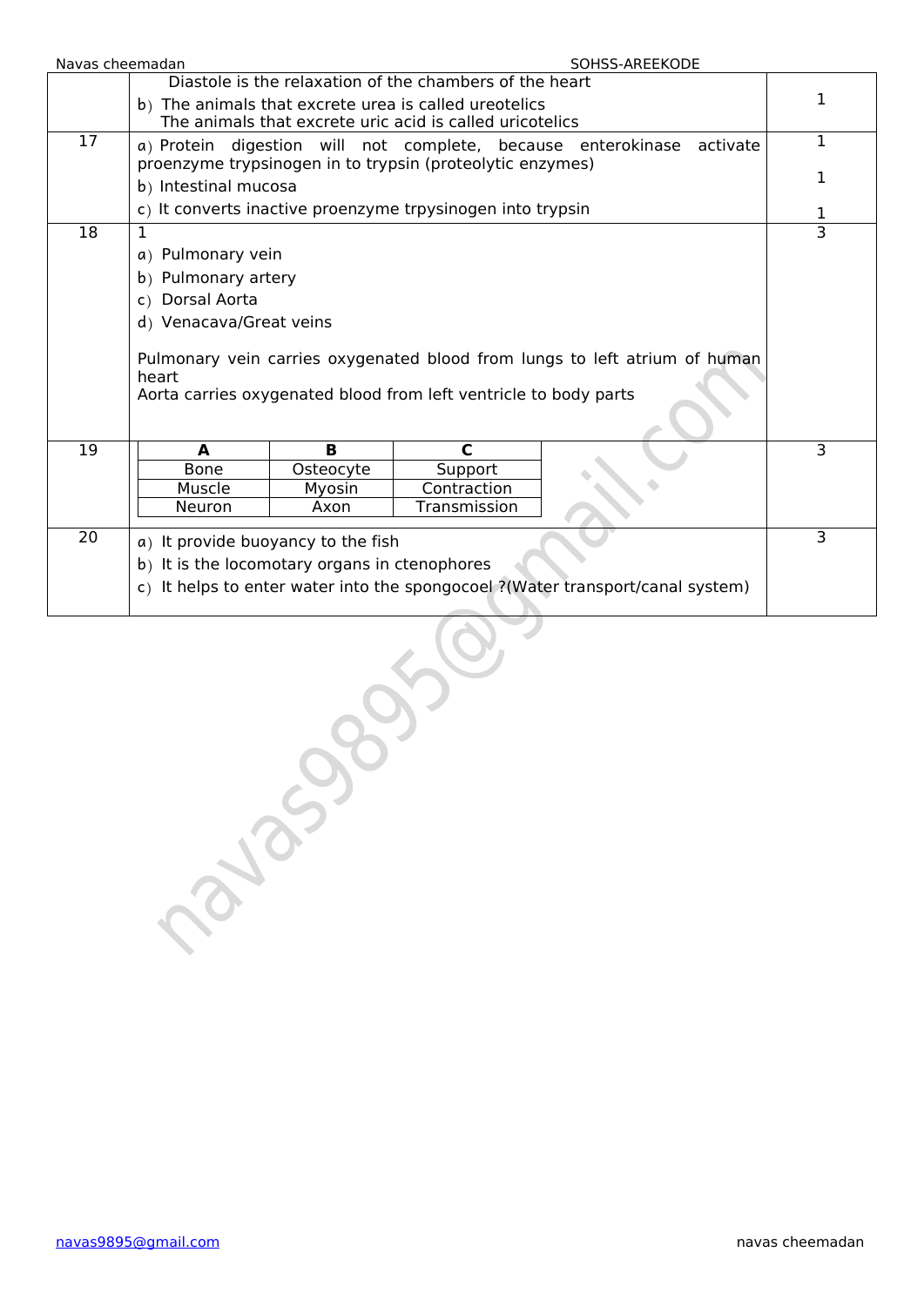| | | |
|---|---|---|
| | Diastole is the relaxation of the chambers of the heart<br>b) The animals that excrete urea is called ureotelics<br>The animals that excrete uric acid is called uricotelics | 1 |
| 17 | a) Protein digestion will not complete, because enterokinase activate proenzyme trypsinogen in to trypsin (proteolytic enzymes)<br>b) Intestinal mucosa<br>c) It converts inactive proenzyme trpysinogen into trypsin | 1<br>1<br>1 |
| 18 | 1<br>a) Pulmonary vein<br>b) Pulmonary artery<br>c) Dorsal Aorta<br>d) Venacava/Great veins<br><br>Pulmonary vein carries oxygenated blood from lungs to left atrium of human heart<br>Aorta carries oxygenated blood from left ventricle to body parts | 3 |
| 19 | (see table below) | 3 |
| 20 | a) It provide buoyancy to the fish<br>b) It is the locomotary organs in ctenophores<br>c) It helps to enter water into the spongocoel ?(Water transport/canal system) | 3 |

Question 19:

| A | B | C |
|---|---|---|
| Bone | Osteocyte | Support |
| Muscle | Myosin | Contraction |
| Neuron | Axon | Transmission |